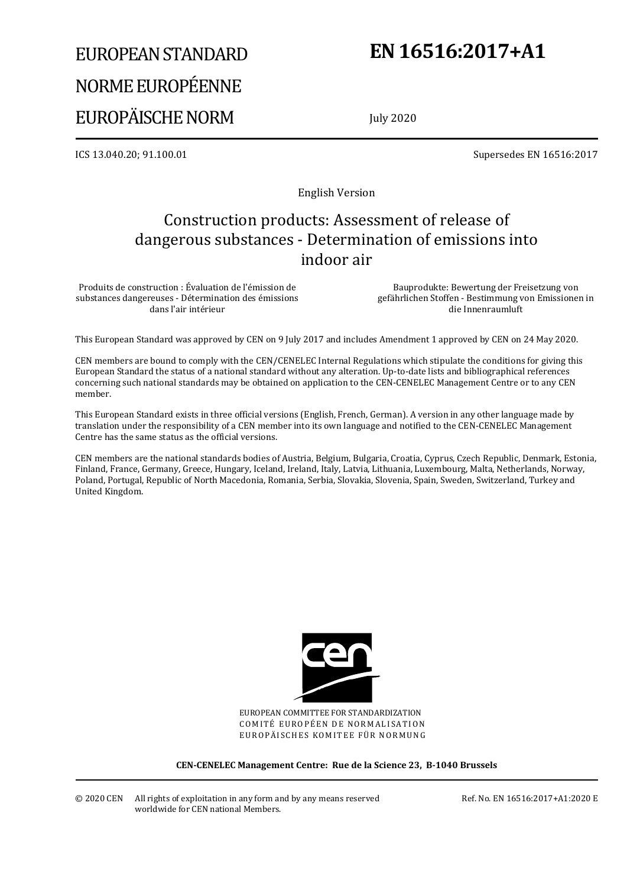EUROPEAN STANDARD

NORME EUROPÉENNE

EUROPÄISCHE NORM

# EN 16516:2017+A1

July 2020

ICS 13.040.20; 91.100.01

Supersedes EN 16516:2017

English Version

## Construction products: Assessment of release of dangerous substances - Determination of emissions into indoor air

Produits de construction : Évaluation de l'émission de substances dangereuses - Détermination des émissions dans l'air intérieur

Bauprodukte: Bewertung der Freisetzung von gefährlichen Stoffen - Bestimmung von Emissionen in die Innenraumluft

This European Standard was approved by CEN on 9 July 2017 and includes Amendment 1 approved by CEN on 24 May 2020.

CEN members are bound to comply with the CEN/CENELEC Internal Regulations which stipulate the conditions for giving this European Standard the status of a national standard without any alteration. Up-to-date lists and bibliographical references concerning such national standards may be obtained on application to the CEN-CENELEC Management Centre or to any CEN member.

This European Standard exists in three official versions (English, French, German). A version in any other language made by translation under the responsibility of a CEN member into its own language and notified to the CEN-CENELEC Management Centre has the same status as the official versions.

CEN members are the national standards bodies of Austria, Belgium, Bulgaria, Croatia, Cyprus, Czech Republic, Denmark, Estonia, Finland, France, Germany, Greece, Hungary, Iceland, Ireland, Italy, Latvia, Lithuania, Luxembourg, Malta, Netherlands, Norway, Poland, Portugal, Republic of North Macedonia, Romania, Serbia, Slovakia, Slovenia, Spain, Sweden, Switzerland, Turkey and United Kingdom.

EUROPEAN COMMITTEE FOR STANDARDIZATION
COMITÉ EUROPÉEN DE NORMALISATION
EUROPÄISCHES KOMITEE FÜR NORMUNG

**CEN-CENELEC Management Centre: Rue de la Science 23, B-1040 Brussels**

© 2020 CEN All rights of exploitation in any form and by any means reserved worldwide for CEN national Members.

Ref. No. EN 16516:2017+A1:2020 E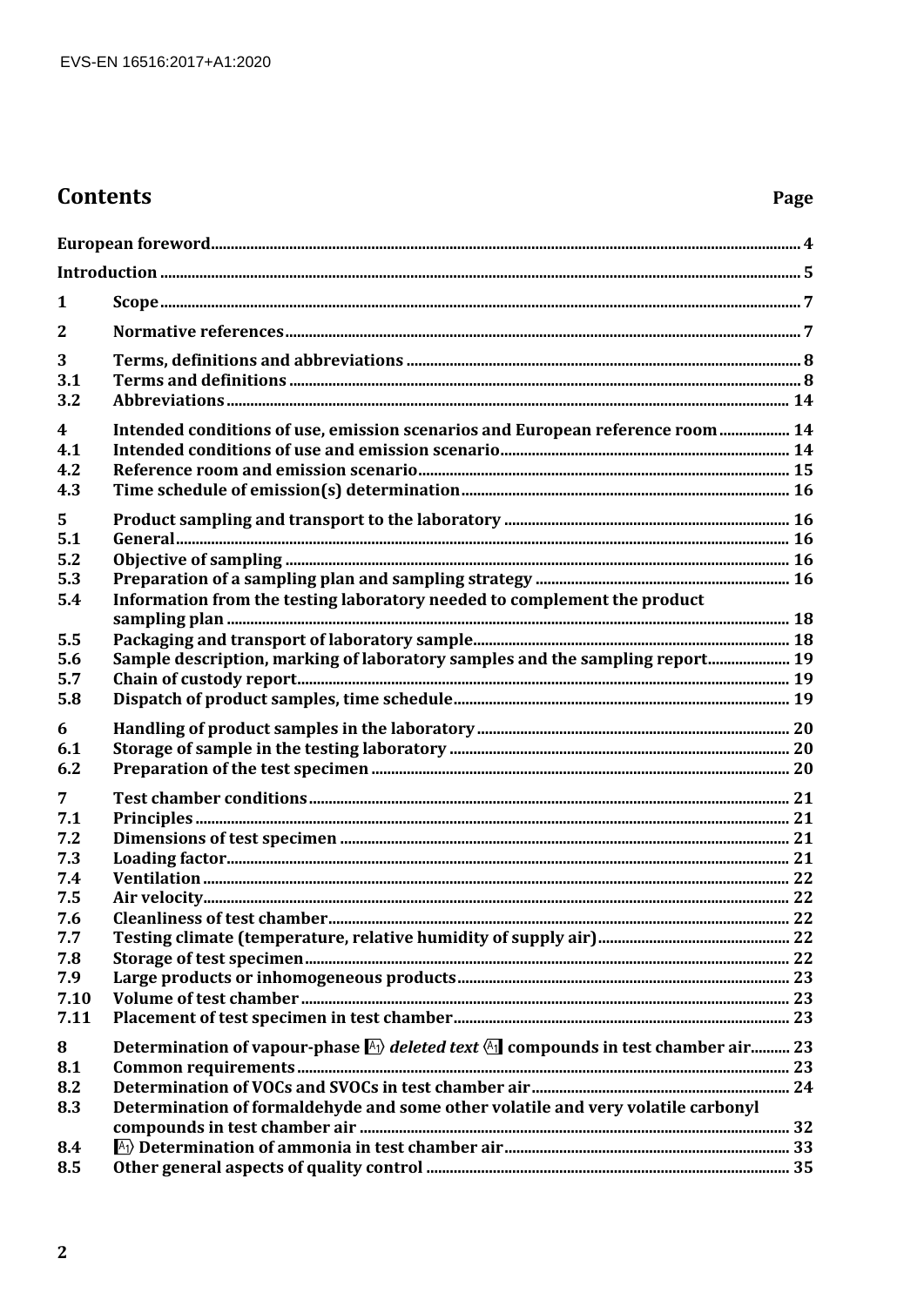# Contents

| | | Page |
|---|---|---|
| | European foreword | 4 |
| | Introduction | 5 |
| 1 | Scope | 7 |
| 2 | Normative references | 7 |
| 3 | Terms, definitions and abbreviations | 8 |
| 3.1 | Terms and definitions | 8 |
| 3.2 | Abbreviations | 14 |
| 4 | Intended conditions of use, emission scenarios and European reference room | 14 |
| 4.1 | Intended conditions of use and emission scenario | 14 |
| 4.2 | Reference room and emission scenario | 15 |
| 4.3 | Time schedule of emission(s) determination | 16 |
| 5 | Product sampling and transport to the laboratory | 16 |
| 5.1 | General | 16 |
| 5.2 | Objective of sampling | 16 |
| 5.3 | Preparation of a sampling plan and sampling strategy | 16 |
| 5.4 | Information from the testing laboratory needed to complement the product sampling plan | 18 |
| 5.5 | Packaging and transport of laboratory sample | 18 |
| 5.6 | Sample description, marking of laboratory samples and the sampling report | 19 |
| 5.7 | Chain of custody report | 19 |
| 5.8 | Dispatch of product samples, time schedule | 19 |
| 6 | Handling of product samples in the laboratory | 20 |
| 6.1 | Storage of sample in the testing laboratory | 20 |
| 6.2 | Preparation of the test specimen | 20 |
| 7 | Test chamber conditions | 21 |
| 7.1 | Principles | 21 |
| 7.2 | Dimensions of test specimen | 21 |
| 7.3 | Loading factor | 21 |
| 7.4 | Ventilation | 22 |
| 7.5 | Air velocity | 22 |
| 7.6 | Cleanliness of test chamber | 22 |
| 7.7 | Testing climate (temperature, relative humidity of supply air) | 22 |
| 7.8 | Storage of test specimen | 22 |
| 7.9 | Large products or inhomogeneous products | 23 |
| 7.10 | Volume of test chamber | 23 |
| 7.11 | Placement of test specimen in test chamber | 23 |
| 8 | Determination of vapour-phase A1) *deleted text* (A1 compounds in test chamber air | 23 |
| 8.1 | Common requirements | 23 |
| 8.2 | Determination of VOCs and SVOCs in test chamber air | 24 |
| 8.3 | Determination of formaldehyde and some other volatile and very volatile carbonyl compounds in test chamber air | 32 |
| 8.4 | A1) Determination of ammonia in test chamber air | 33 |
| 8.5 | Other general aspects of quality control | 35 |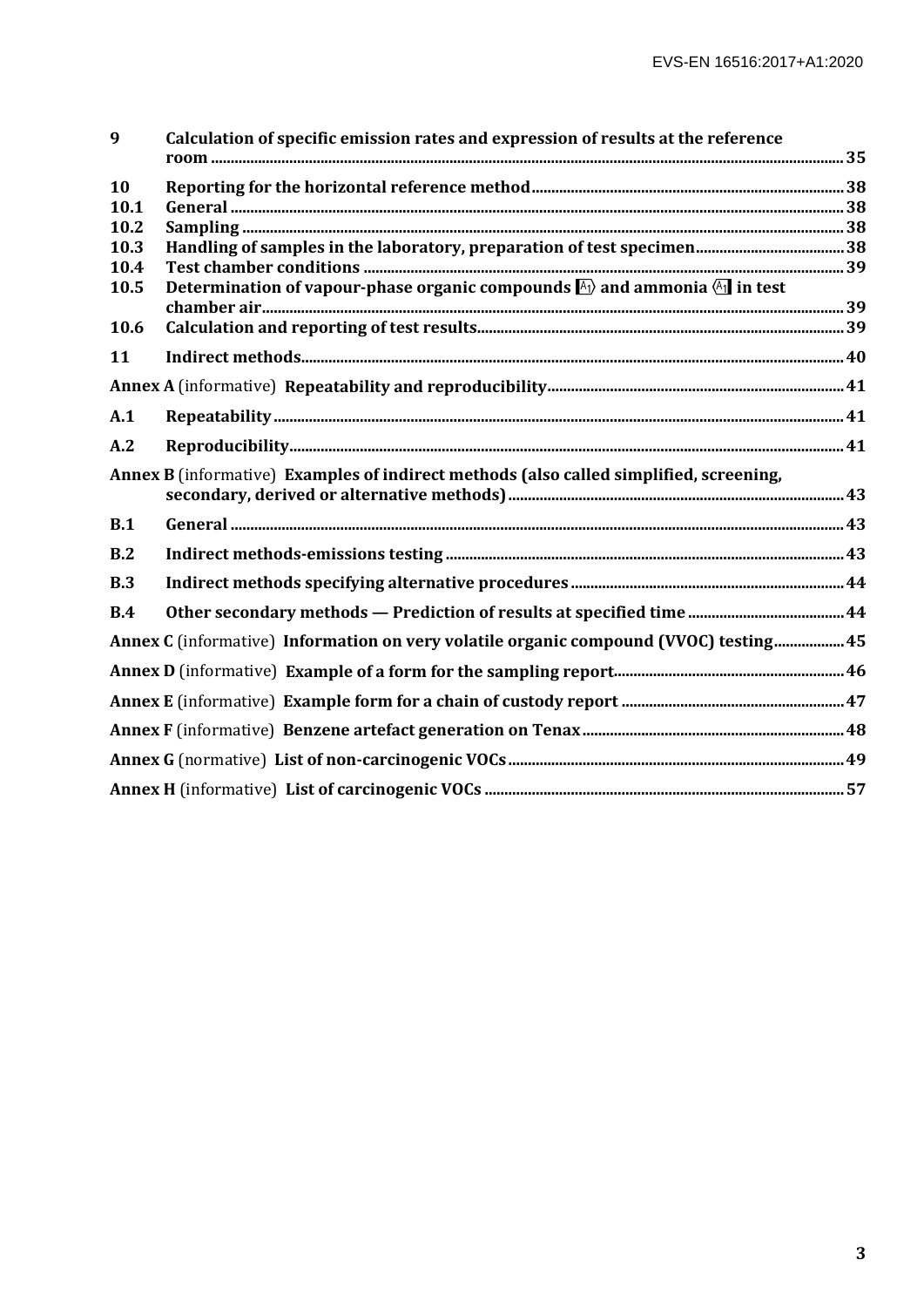| | | |
|---|---|---|
| **9** | **Calculation of specific emission rates and expression of results at the reference room** | **35** |
| **10** | **Reporting for the horizontal reference method** | **38** |
| **10.1** | **General** | **38** |
| **10.2** | **Sampling** | **38** |
| **10.3** | **Handling of samples in the laboratory, preparation of test specimen** | **38** |
| **10.4** | **Test chamber conditions** | **39** |
| **10.5** | **Determination of vapour-phase organic compounds A1⟩ and ammonia ⟨A1 in test chamber air** | **39** |
| **10.6** | **Calculation and reporting of test results** | **39** |
| **11** | **Indirect methods** | **40** |
| **Annex A** (informative) | **Repeatability and reproducibility** | **41** |
| **A.1** | **Repeatability** | **41** |
| **A.2** | **Reproducibility** | **41** |
| **Annex B** (informative) | **Examples of indirect methods (also called simplified, screening, secondary, derived or alternative methods)** | **43** |
| **B.1** | **General** | **43** |
| **B.2** | **Indirect methods-emissions testing** | **43** |
| **B.3** | **Indirect methods specifying alternative procedures** | **44** |
| **B.4** | **Other secondary methods — Prediction of results at specified time** | **44** |
| **Annex C** (informative) | **Information on very volatile organic compound (VVOC) testing** | **45** |
| **Annex D** (informative) | **Example of a form for the sampling report** | **46** |
| **Annex E** (informative) | **Example form for a chain of custody report** | **47** |
| **Annex F** (informative) | **Benzene artefact generation on Tenax** | **48** |
| **Annex G** (normative) | **List of non-carcinogenic VOCs** | **49** |
| **Annex H** (informative) | **List of carcinogenic VOCs** | **57** |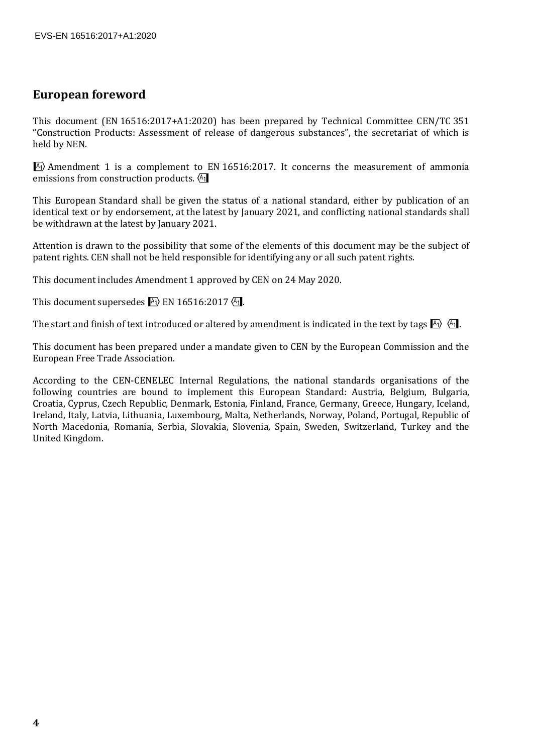## European foreword

This document (EN 16516:2017+A1:2020) has been prepared by Technical Committee CEN/TC 351 “Construction Products: Assessment of release of dangerous substances”, the secretariat of which is held by NEN.

A1⟩ Amendment 1 is a complement to EN 16516:2017. It concerns the measurement of ammonia emissions from construction products. ⟨A1

This European Standard shall be given the status of a national standard, either by publication of an identical text or by endorsement, at the latest by January 2021, and conflicting national standards shall be withdrawn at the latest by January 2021.

Attention is drawn to the possibility that some of the elements of this document may be the subject of patent rights. CEN shall not be held responsible for identifying any or all such patent rights.

This document includes Amendment 1 approved by CEN on 24 May 2020.

This document supersedes A1⟩ EN 16516:2017 ⟨A1.

The start and finish of text introduced or altered by amendment is indicated in the text by tags A1⟩ ⟨A1.

This document has been prepared under a mandate given to CEN by the European Commission and the European Free Trade Association.

According to the CEN-CENELEC Internal Regulations, the national standards organisations of the following countries are bound to implement this European Standard: Austria, Belgium, Bulgaria, Croatia, Cyprus, Czech Republic, Denmark, Estonia, Finland, France, Germany, Greece, Hungary, Iceland, Ireland, Italy, Latvia, Lithuania, Luxembourg, Malta, Netherlands, Norway, Poland, Portugal, Republic of North Macedonia, Romania, Serbia, Slovakia, Slovenia, Spain, Sweden, Switzerland, Turkey and the United Kingdom.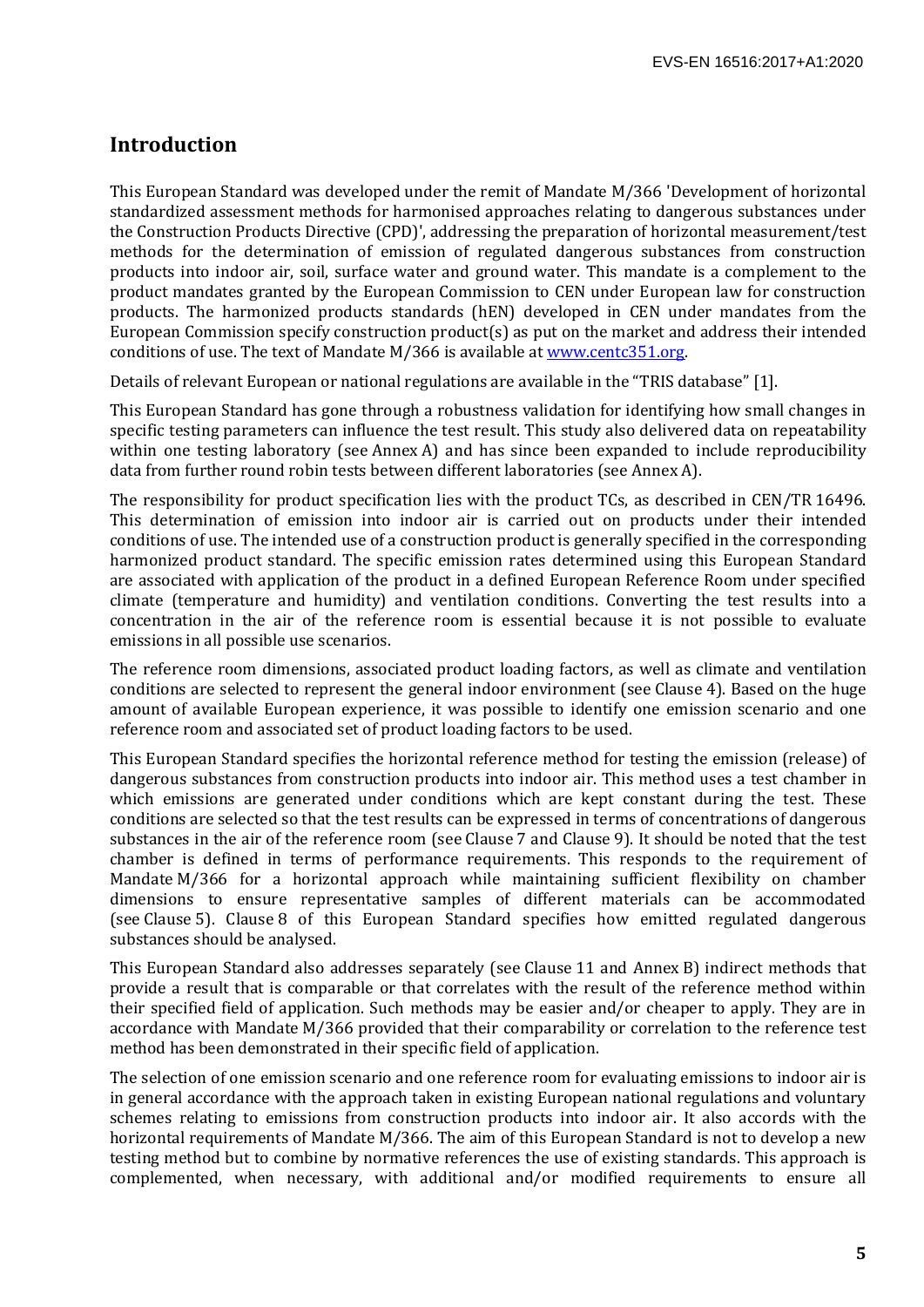## Introduction

This European Standard was developed under the remit of Mandate M/366 'Development of horizontal standardized assessment methods for harmonised approaches relating to dangerous substances under the Construction Products Directive (CPD)', addressing the preparation of horizontal measurement/test methods for the determination of emission of regulated dangerous substances from construction products into indoor air, soil, surface water and ground water. This mandate is a complement to the product mandates granted by the European Commission to CEN under European law for construction products. The harmonized products standards (hEN) developed in CEN under mandates from the European Commission specify construction product(s) as put on the market and address their intended conditions of use. The text of Mandate M/366 is available at www.centc351.org.

Details of relevant European or national regulations are available in the "TRIS database" [1].

This European Standard has gone through a robustness validation for identifying how small changes in specific testing parameters can influence the test result. This study also delivered data on repeatability within one testing laboratory (see Annex A) and has since been expanded to include reproducibility data from further round robin tests between different laboratories (see Annex A).

The responsibility for product specification lies with the product TCs, as described in CEN/TR 16496. This determination of emission into indoor air is carried out on products under their intended conditions of use. The intended use of a construction product is generally specified in the corresponding harmonized product standard. The specific emission rates determined using this European Standard are associated with application of the product in a defined European Reference Room under specified climate (temperature and humidity) and ventilation conditions. Converting the test results into a concentration in the air of the reference room is essential because it is not possible to evaluate emissions in all possible use scenarios.

The reference room dimensions, associated product loading factors, as well as climate and ventilation conditions are selected to represent the general indoor environment (see Clause 4). Based on the huge amount of available European experience, it was possible to identify one emission scenario and one reference room and associated set of product loading factors to be used.

This European Standard specifies the horizontal reference method for testing the emission (release) of dangerous substances from construction products into indoor air. This method uses a test chamber in which emissions are generated under conditions which are kept constant during the test. These conditions are selected so that the test results can be expressed in terms of concentrations of dangerous substances in the air of the reference room (see Clause 7 and Clause 9). It should be noted that the test chamber is defined in terms of performance requirements. This responds to the requirement of Mandate M/366 for a horizontal approach while maintaining sufficient flexibility on chamber dimensions to ensure representative samples of different materials can be accommodated (see Clause 5). Clause 8 of this European Standard specifies how emitted regulated dangerous substances should be analysed.

This European Standard also addresses separately (see Clause 11 and Annex B) indirect methods that provide a result that is comparable or that correlates with the result of the reference method within their specified field of application. Such methods may be easier and/or cheaper to apply. They are in accordance with Mandate M/366 provided that their comparability or correlation to the reference test method has been demonstrated in their specific field of application.

The selection of one emission scenario and one reference room for evaluating emissions to indoor air is in general accordance with the approach taken in existing European national regulations and voluntary schemes relating to emissions from construction products into indoor air. It also accords with the horizontal requirements of Mandate M/366. The aim of this European Standard is not to develop a new testing method but to combine by normative references the use of existing standards. This approach is complemented, when necessary, with additional and/or modified requirements to ensure all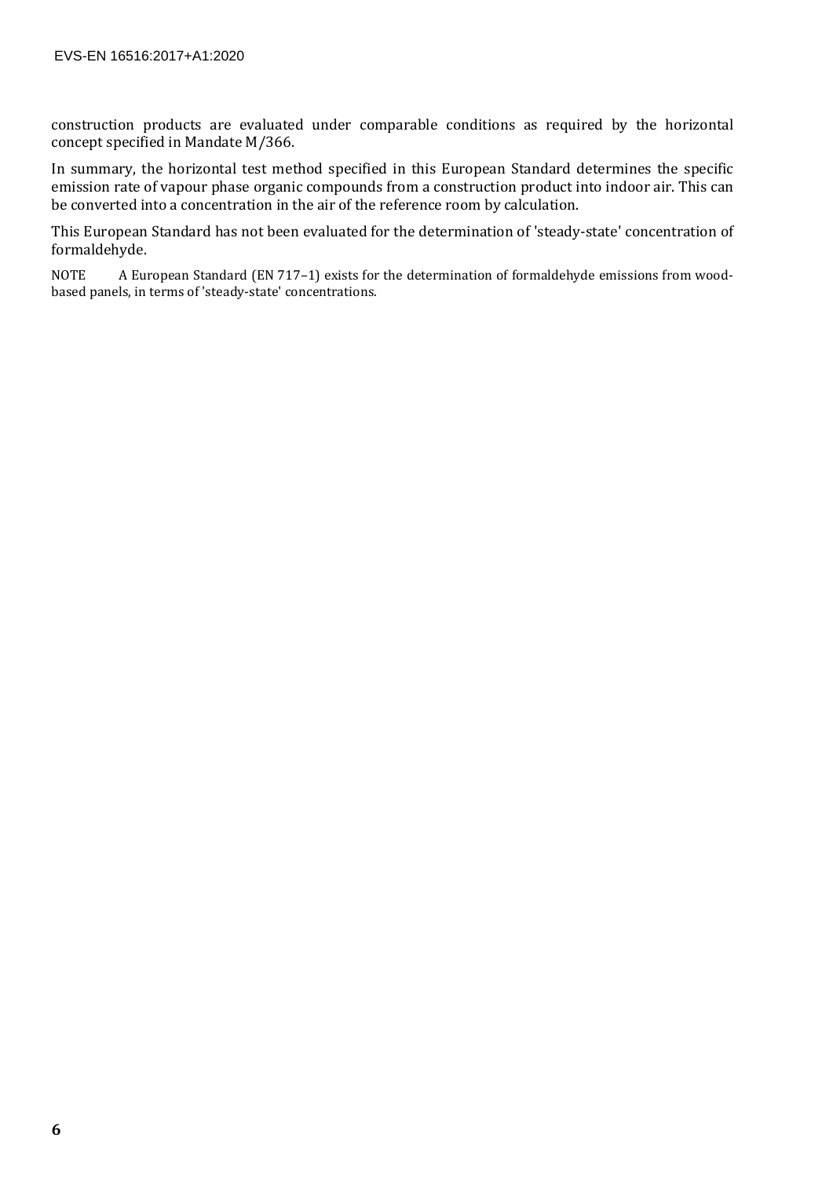construction products are evaluated under comparable conditions as required by the horizontal concept specified in Mandate M/366.

In summary, the horizontal test method specified in this European Standard determines the specific emission rate of vapour phase organic compounds from a construction product into indoor air. This can be converted into a concentration in the air of the reference room by calculation.

This European Standard has not been evaluated for the determination of 'steady-state' concentration of formaldehyde.

NOTE A European Standard (EN 717–1) exists for the determination of formaldehyde emissions from wood-based panels, in terms of 'steady-state' concentrations.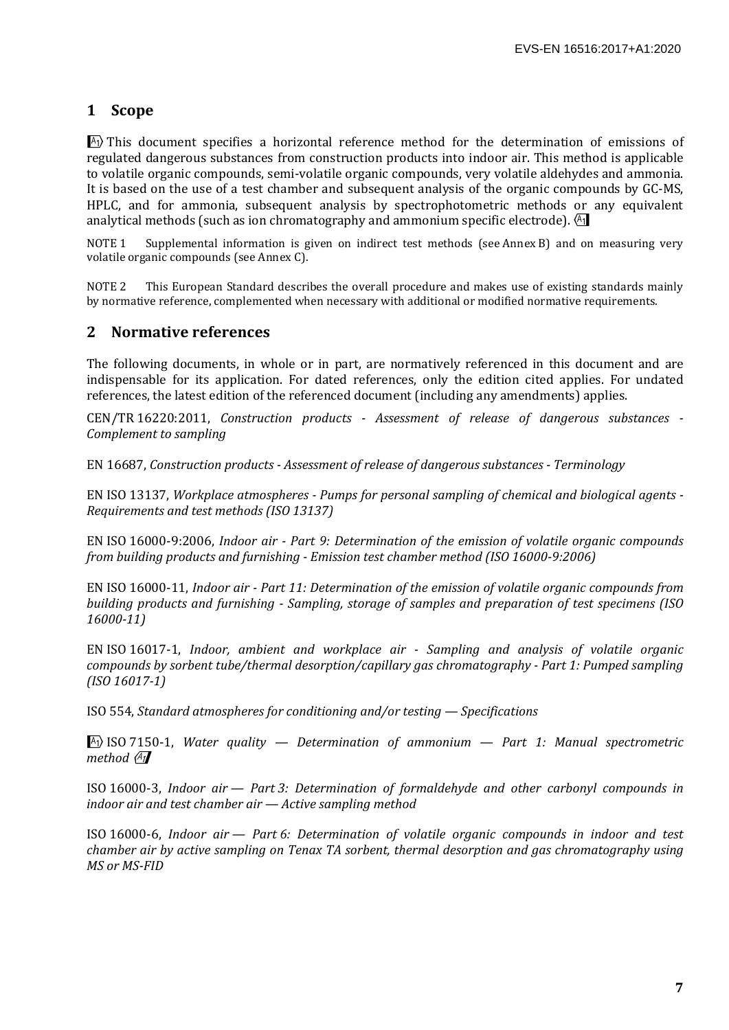## 1 Scope

A1⟩ This document specifies a horizontal reference method for the determination of emissions of regulated dangerous substances from construction products into indoor air. This method is applicable to volatile organic compounds, semi-volatile organic compounds, very volatile aldehydes and ammonia. It is based on the use of a test chamber and subsequent analysis of the organic compounds by GC-MS, HPLC, and for ammonia, subsequent analysis by spectrophotometric methods or any equivalent analytical methods (such as ion chromatography and ammonium specific electrode). ⟨A1

NOTE 1 Supplemental information is given on indirect test methods (see Annex B) and on measuring very volatile organic compounds (see Annex C).

NOTE 2 This European Standard describes the overall procedure and makes use of existing standards mainly by normative reference, complemented when necessary with additional or modified normative requirements.

## 2 Normative references

The following documents, in whole or in part, are normatively referenced in this document and are indispensable for its application. For dated references, only the edition cited applies. For undated references, the latest edition of the referenced document (including any amendments) applies.

CEN/TR 16220:2011, *Construction products - Assessment of release of dangerous substances - Complement to sampling*

EN 16687, *Construction products - Assessment of release of dangerous substances - Terminology*

EN ISO 13137, *Workplace atmospheres - Pumps for personal sampling of chemical and biological agents - Requirements and test methods (ISO 13137)*

EN ISO 16000-9:2006, *Indoor air - Part 9: Determination of the emission of volatile organic compounds from building products and furnishing - Emission test chamber method (ISO 16000-9:2006)*

EN ISO 16000-11, *Indoor air - Part 11: Determination of the emission of volatile organic compounds from building products and furnishing - Sampling, storage of samples and preparation of test specimens (ISO 16000-11)*

EN ISO 16017-1, *Indoor, ambient and workplace air - Sampling and analysis of volatile organic compounds by sorbent tube/thermal desorption/capillary gas chromatography - Part 1: Pumped sampling (ISO 16017-1)*

ISO 554, *Standard atmospheres for conditioning and/or testing — Specifications*

A1⟩ ISO 7150-1, *Water quality — Determination of ammonium — Part 1: Manual spectrometric method* ⟨A1

ISO 16000-3, *Indoor air — Part 3: Determination of formaldehyde and other carbonyl compounds in indoor air and test chamber air — Active sampling method*

ISO 16000-6, *Indoor air — Part 6: Determination of volatile organic compounds in indoor and test chamber air by active sampling on Tenax TA sorbent, thermal desorption and gas chromatography using MS or MS-FID*